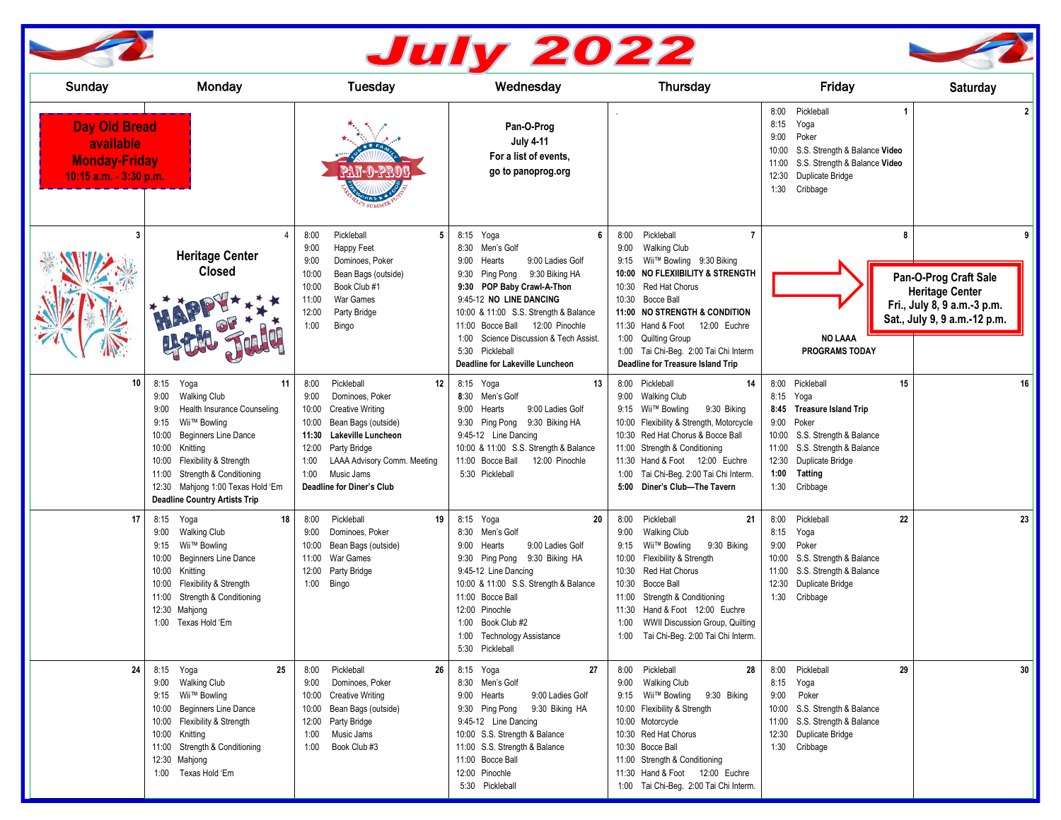# July 2022

| Sunday | Monday | Tuesday | Wednesday | Thursday | Friday | Saturday |
|---|---|---|---|---|---|---|
| **Day Old Bread available Monday-Friday 10:15 a.m. - 3:30 p.m.** | | PAN-O-PROG FUN FAMILY FIREWORKS FOOD LAKEVILLE'S SUMMER FESTIVAL | **Pan-O-Prog July 4-11 For a list of events, go to panoprog.org** | . | 1<br>8:00 Pickleball<br>8:15 Yoga<br>9:00 Poker<br>10:00 S.S. Strength & Balance **Video**<br>11:00 S.S. Strength & Balance **Video**<br>12:30 Duplicate Bridge<br>1:30 Cribbage | 2 |
| 3 | 4<br>**Heritage Center Closed**<br>HAPPY 4th of July | 5<br>8:00 Pickleball<br>9:00 Happy Feet<br>9:00 Dominoes, Poker<br>10:00 Bean Bags (outside)<br>10:00 Book Club #1<br>11:00 War Games<br>12:00 Party Bridge<br>1:00 Bingo | 6<br>8:15 Yoga<br>8:30 Men's Golf<br>9:00 Hearts 9:00 Ladies Golf<br>9:30 Ping Pong 9:30 Biking HA<br>**9:30 POP Baby Crawl-A-Thon**<br>9:45-12 **NO LINE DANCING**<br>10:00 & 11:00 S.S. Strength & Balance<br>11:00 Bocce Ball 12:00 Pinochle<br>1:00 Science Discussion & Tech Assist.<br>5:30 Pickleball<br>**Deadline for Lakeville Luncheon** | 7<br>8:00 Pickleball<br>9:00 Walking Club<br>9:15 Wii™ Bowling 9:30 Biking<br>**10:00 NO FLEXIIBILITY & STRENGTH**<br>10:30 Red Hat Chorus<br>10:30 Bocce Ball<br>**11:00 NO STRENGTH & CONDITION**<br>11:30 Hand & Foot 12:00 Euchre<br>1:00 Quilting Group<br>1:00 Tai Chi-Beg. 2:00 Tai Chi Interm<br>**Deadline for Treasure Island Trip** | 8<br>**NO LAAA PROGRAMS TODAY** | 9<br>**Pan-O-Prog Craft Sale Heritage Center Fri., July 8, 9 a.m.-3 p.m. Sat., July 9, 9 a.m.-12 p.m.** |
| 10 | 11<br>8:15 Yoga<br>9:00 Walking Club<br>9:00 Health Insurance Counseling<br>9:15 Wii™ Bowling<br>10:00 Beginners Line Dance<br>10:00 Knitting<br>10:00 Flexibility & Strength<br>11:00 Strength & Conditioning<br>12:30 Mahjong 1:00 Texas Hold 'Em<br>**Deadline Country Artists Trip** | 12<br>8:00 Pickleball<br>9:00 Dominoes, Poker<br>10:00 Creative Writing<br>10:00 Bean Bags (outside)<br>**11:30 Lakeville Luncheon**<br>12:00 Party Bridge<br>1:00 LAAA Advisory Comm. Meeting<br>1:00 Music Jams<br>**Deadline for Diner's Club** | 13<br>8:15 Yoga<br>8:30 Men's Golf<br>9:00 Hearts 9:00 Ladies Golf<br>9:30 Ping Pong 9:30 Biking HA<br>9:45-12 Line Dancing<br>10:00 & 11:00 S.S. Strength & Balance<br>11:00 Bocce Ball 12:00 Pinochle<br>5:30 Pickleball | 14<br>8:00 Pickleball<br>9:00 Walking Club<br>9:15 Wii™ Bowling 9:30 Biking<br>10:00 Flexibility & Strength, Motorcycle<br>10:30 Red Hat Chorus & Bocce Ball<br>11:00 Strength & Conditioning<br>11:30 Hand & Foot 12:00 Euchre<br>1:00 Tai Chi-Beg. 2:00 Tai Chi Interm.<br>**5:00 Diner's Club—The Tavern** | 15<br>8:00 Pickleball<br>8:15 Yoga<br>**8:45 Treasure Island Trip**<br>9:00 Poker<br>10:00 S.S. Strength & Balance<br>11:00 S.S. Strength & Balance<br>12:30 Duplicate Bridge<br>**1:00 Tatting**<br>1:30 Cribbage | 16 |
| 17 | 18<br>8:15 Yoga<br>9:00 Walking Club<br>9:15 Wii™ Bowling<br>10:00 Beginners Line Dance<br>10:00 Knitting<br>10:00 Flexibility & Strength<br>11:00 Strength & Conditioning<br>12:30 Mahjong<br>1:00 Texas Hold 'Em | 19<br>8:00 Pickleball<br>9:00 Dominoes, Poker<br>10:00 Bean Bags (outside)<br>11:00 War Games<br>12:00 Party Bridge<br>1:00 Bingo | 20<br>8:15 Yoga<br>8:30 Men's Golf<br>9:00 Hearts 9:00 Ladies Golf<br>9:30 Ping Pong 9:30 Biking HA<br>9:45-12 Line Dancing<br>10:00 & 11:00 S.S. Strength & Balance<br>11:00 Bocce Ball<br>12:00 Pinochle<br>1:00 Book Club #2<br>1:00 Technology Assistance<br>5:30 Pickleball | 21<br>8:00 Pickleball<br>9:00 Walking Club<br>9:15 Wii™ Bowling 9:30 Biking<br>10:00 Flexibility & Strength<br>10:30 Red Hat Chorus<br>10:30 Bocce Ball<br>11:00 Strength & Conditioning<br>11:30 Hand & Foot 12:00 Euchre<br>1:00 WWII Discussion Group, Quilting<br>1:00 Tai Chi-Beg. 2:00 Tai Chi Interm. | 22<br>8:00 Pickleball<br>8:15 Yoga<br>9:00 Poker<br>10:00 S.S. Strength & Balance<br>11:00 S.S. Strength & Balance<br>12:30 Duplicate Bridge<br>1:30 Cribbage | 23 |
| 24 | 25<br>8:15 Yoga<br>9:00 Walking Club<br>9:15 Wii™ Bowling<br>10:00 Beginners Line Dance<br>10:00 Flexibility & Strength<br>10:00 Knitting<br>11:00 Strength & Conditioning<br>12:30 Mahjong<br>1:00 Texas Hold 'Em | 26<br>8:00 Pickleball<br>9:00 Dominoes, Poker<br>10:00 Creative Writing<br>10:00 Bean Bags (outside)<br>12:00 Party Bridge<br>1:00 Music Jams<br>1:00 Book Club #3 | 27<br>8:15 Yoga<br>8:30 Men's Golf<br>9:00 Hearts 9:00 Ladies Golf<br>9:30 Ping Pong 9:30 Biking HA<br>9:45-12 Line Dancing<br>10:00 S.S. Strength & Balance<br>11:00 S.S. Strength & Balance<br>11:00 Bocce Ball<br>12:00 Pinochle<br>5:30 Pickleball | 28<br>8:00 Pickleball<br>9:00 Walking Club<br>9:15 Wii™ Bowling 9:30 Biking<br>10:00 Flexibility & Strength<br>10:00 Motorcycle<br>10:30 Red Hat Chorus<br>10:30 Bocce Ball<br>11:00 Strength & Conditioning<br>11:30 Hand & Foot 12:00 Euchre<br>1:00 Tai Chi-Beg. 2:00 Tai Chi Interm. | 29<br>8:00 Pickleball<br>8:15 Yoga<br>9:00 Poker<br>10:00 S.S. Strength & Balance<br>11:00 S.S. Strength & Balance<br>12:30 Duplicate Bridge<br>1:30 Cribbage | 30 |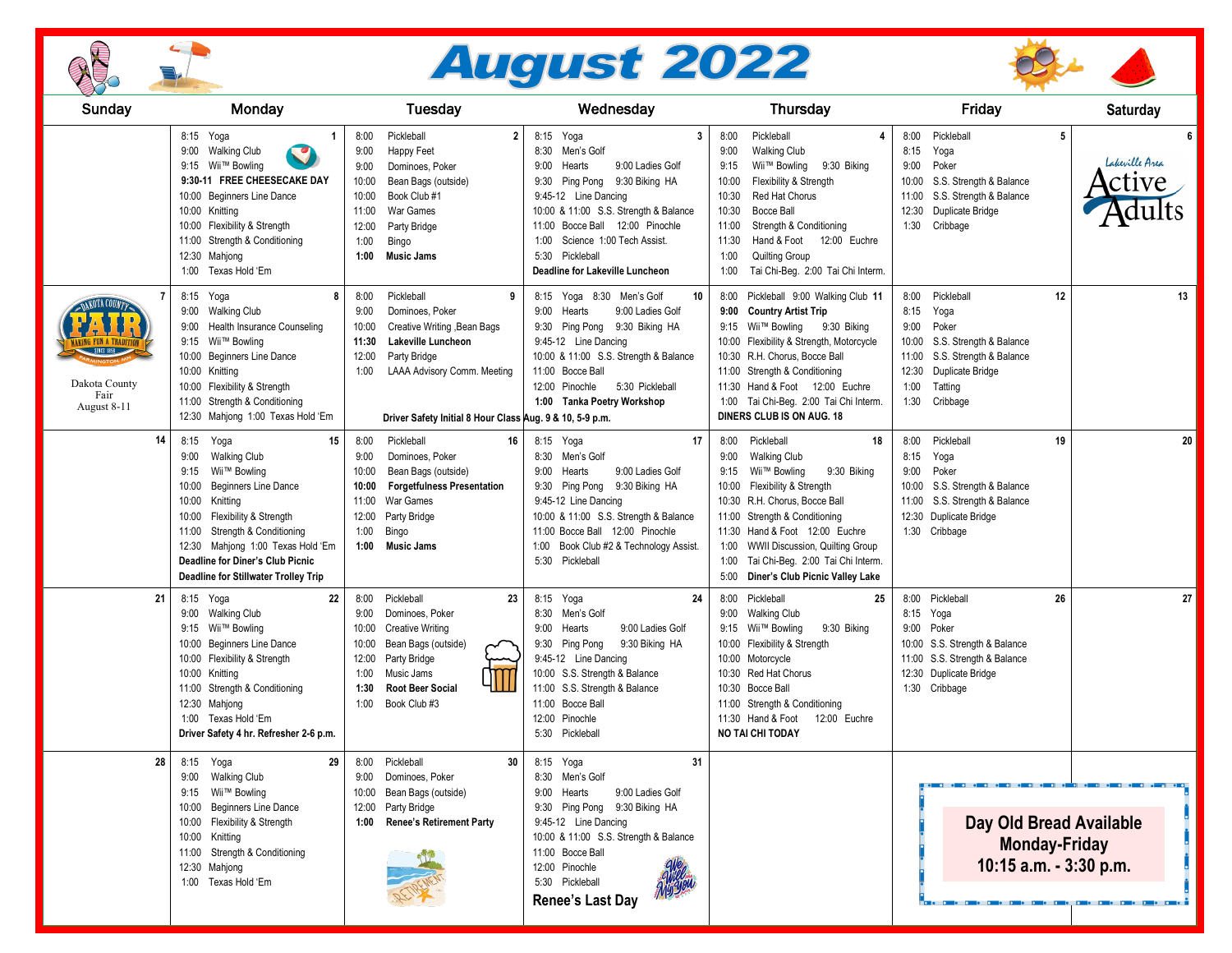# August 2022

| Sunday | Monday | Tuesday | Wednesday | Thursday | Friday | Saturday |
|---|---|---|---|---|---|---|
| | **1**<br>8:15 Yoga<br>9:00 Walking Club<br>9:15 Wii™ Bowling<br>**9:30-11 FREE CHEESECAKE DAY**<br>10:00 Beginners Line Dance<br>10:00 Knitting<br>10:00 Flexibility & Strength<br>11:00 Strength & Conditioning<br>12:30 Mahjong<br>1:00 Texas Hold 'Em | **2**<br>8:00 Pickleball<br>9:00 Happy Feet<br>9:00 Dominoes, Poker<br>10:00 Bean Bags (outside)<br>10:00 Book Club #1<br>11:00 War Games<br>12:00 Party Bridge<br>1:00 Bingo<br>**1:00 Music Jams** | **3**<br>8:15 Yoga<br>8:30 Men's Golf<br>9:00 Hearts 9:00 Ladies Golf<br>9:30 Ping Pong 9:30 Biking HA<br>9:45-12 Line Dancing<br>10:00 & 11:00 S.S. Strength & Balance<br>11:00 Bocce Ball 12:00 Pinochle<br>1:00 Science 1:00 Tech Assist.<br>5:30 Pickleball<br>**Deadline for Lakeville Luncheon** | **4**<br>8:00 Pickleball<br>9:00 Walking Club<br>9:15 Wii™ Bowling 9:30 Biking<br>10:00 Flexibility & Strength<br>10:30 Red Hat Chorus<br>10:30 Bocce Ball<br>11:00 Strength & Conditioning<br>11:30 Hand & Foot 12:00 Euchre<br>1:00 Quilting Group<br>1:00 Tai Chi-Beg. 2:00 Tai Chi Interm. | **5**<br>8:00 Pickleball<br>8:15 Yoga<br>9:00 Poker<br>10:00 S.S. Strength & Balance<br>11:00 S.S. Strength & Balance<br>12:30 Duplicate Bridge<br>1:30 Cribbage | **6**<br>Lakeville Area Active Adults |
| **7**<br>Dakota County Fair<br>August 8-11 | **8**<br>8:15 Yoga<br>9:00 Walking Club<br>9:00 Health Insurance Counseling<br>9:15 Wii™ Bowling<br>10:00 Beginners Line Dance<br>10:00 Knitting<br>10:00 Flexibility & Strength<br>11:00 Strength & Conditioning<br>12:30 Mahjong 1:00 Texas Hold 'Em | **9**<br>8:00 Pickleball<br>9:00 Dominoes, Poker<br>10:00 Creative Writing ,Bean Bags<br>**11:30 Lakeville Luncheon**<br>12:00 Party Bridge<br>1:00 LAAA Advisory Comm. Meeting<br>**Driver Safety Initial 8 Hour Class Aug. 9 & 10, 5-9 p.m.** | **10**<br>8:15 Yoga 8:30 Men's Golf<br>9:00 Hearts 9:00 Ladies Golf<br>9:30 Ping Pong 9:30 Biking HA<br>9:45-12 Line Dancing<br>10:00 & 11:00 S.S. Strength & Balance<br>11:00 Bocce Ball<br>12:00 Pinochle 5:30 Pickleball<br>**1:00 Tanka Poetry Workshop** | **11**<br>8:00 Pickleball 9:00 Walking Club<br>**9:00 Country Artist Trip**<br>9:15 Wii™ Bowling 9:30 Biking<br>10:00 Flexibility & Strength, Motorcycle<br>10:30 R.H. Chorus, Bocce Ball<br>11:00 Strength & Conditioning<br>11:30 Hand & Foot 12:00 Euchre<br>1:00 Tai Chi-Beg. 2:00 Tai Chi Interm.<br>**DINERS CLUB IS ON AUG. 18** | **12**<br>8:00 Pickleball<br>8:15 Yoga<br>9:00 Poker<br>10:00 S.S. Strength & Balance<br>11:00 S.S. Strength & Balance<br>12:30 Duplicate Bridge<br>1:00 Tatting<br>1:30 Cribbage | **13** |
| **14** | **15**<br>8:15 Yoga<br>9:00 Walking Club<br>9:15 Wii™ Bowling<br>10:00 Beginners Line Dance<br>10:00 Knitting<br>10:00 Flexibility & Strength<br>11:00 Strength & Conditioning<br>12:30 Mahjong 1:00 Texas Hold 'Em<br>**Deadline for Diner's Club Picnic**<br>**Deadline for Stillwater Trolley Trip** | **16**<br>8:00 Pickleball<br>9:00 Dominoes, Poker<br>10:00 Bean Bags (outside)<br>**10:00 Forgetfulness Presentation**<br>11:00 War Games<br>12:00 Party Bridge<br>1:00 Bingo<br>**1:00 Music Jams** | **17**<br>8:15 Yoga<br>8:30 Men's Golf<br>9:00 Hearts 9:00 Ladies Golf<br>9:30 Ping Pong 9:30 Biking HA<br>9:45-12 Line Dancing<br>10:00 & 11:00 S.S. Strength & Balance<br>11:00 Bocce Ball 12:00 Pinochle<br>1:00 Book Club #2 & Technology Assist.<br>5:30 Pickleball | **18**<br>8:00 Pickleball<br>9:00 Walking Club<br>9:15 Wii™ Bowling 9:30 Biking<br>10:00 Flexibility & Strength<br>10:30 R.H. Chorus, Bocce Ball<br>11:00 Strength & Conditioning<br>11:30 Hand & Foot 12:00 Euchre<br>1:00 WWII Discussion, Quilting Group<br>1:00 Tai Chi-Beg. 2:00 Tai Chi Interm.<br>**5:00 Diner's Club Picnic Valley Lake** | **19**<br>8:00 Pickleball<br>8:15 Yoga<br>9:00 Poker<br>10:00 S.S. Strength & Balance<br>11:00 S.S. Strength & Balance<br>12:30 Duplicate Bridge<br>1:30 Cribbage | **20** |
| **21** | **22**<br>8:15 Yoga<br>9:00 Walking Club<br>9:15 Wii™ Bowling<br>10:00 Beginners Line Dance<br>10:00 Flexibility & Strength<br>10:00 Knitting<br>11:00 Strength & Conditioning<br>12:30 Mahjong<br>1:00 Texas Hold 'Em<br>**Driver Safety 4 hr. Refresher 2-6 p.m.** | **23**<br>8:00 Pickleball<br>9:00 Dominoes, Poker<br>10:00 Creative Writing<br>10:00 Bean Bags (outside)<br>12:00 Party Bridge<br>1:00 Music Jams<br>**1:30 Root Beer Social**<br>1:00 Book Club #3 | **24**<br>8:15 Yoga<br>8:30 Men's Golf<br>9:00 Hearts 9:00 Ladies Golf<br>9:30 Ping Pong 9:30 Biking HA<br>9:45-12 Line Dancing<br>10:00 S.S. Strength & Balance<br>11:00 S.S. Strength & Balance<br>11:00 Bocce Ball<br>12:00 Pinochle<br>5:30 Pickleball | **25**<br>8:00 Pickleball<br>9:00 Walking Club<br>9:15 Wii™ Bowling 9:30 Biking<br>10:00 Flexibility & Strength<br>10:00 Motorcycle<br>10:30 Red Hat Chorus<br>10:30 Bocce Ball<br>11:00 Strength & Conditioning<br>11:30 Hand & Foot 12:00 Euchre<br>**NO TAI CHI TODAY** | **26**<br>8:00 Pickleball<br>8:15 Yoga<br>9:00 Poker<br>10:00 S.S. Strength & Balance<br>11:00 S.S. Strength & Balance<br>12:30 Duplicate Bridge<br>1:30 Cribbage | **27** |
| **28** | **29**<br>8:15 Yoga<br>9:00 Walking Club<br>9:15 Wii™ Bowling<br>10:00 Beginners Line Dance<br>10:00 Flexibility & Strength<br>10:00 Knitting<br>11:00 Strength & Conditioning<br>12:30 Mahjong<br>1:00 Texas Hold 'Em | **30**<br>8:00 Pickleball<br>9:00 Dominoes, Poker<br>10:00 Bean Bags (outside)<br>12:00 Party Bridge<br>**1:00 Renee's Retirement Party** | **31**<br>8:15 Yoga<br>8:30 Men's Golf<br>9:00 Hearts 9:00 Ladies Golf<br>9:30 Ping Pong 9:30 Biking HA<br>9:45-12 Line Dancing<br>10:00 & 11:00 S.S. Strength & Balance<br>11:00 Bocce Ball<br>12:00 Pinochle<br>5:30 Pickleball<br>**Renee's Last Day** | | **Day Old Bread Available Monday-Friday 10:15 a.m. - 3:30 p.m.** | |